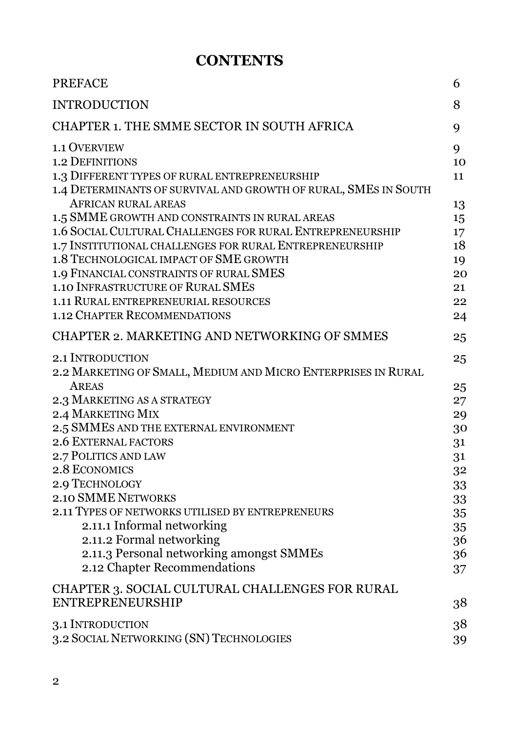# CONTENTS

| | |
|---|---|
| PREFACE | 6 |
| INTRODUCTION | 8 |
| CHAPTER 1. THE SMME SECTOR IN SOUTH AFRICA | 9 |
| 1.1 Overview | 9 |
| 1.2 Definitions | 10 |
| 1.3 Different types of rural entrepreneurship | 11 |
| 1.4 Determinants of survival and growth of rural, SMEs in South African rural areas | 13 |
| 1.5 SMME growth and constraints in rural areas | 15 |
| 1.6 Social Cultural Challenges for rural Entrepreneurship | 17 |
| 1.7 Institutional challenges for rural Entrepreneurship | 18 |
| 1.8 Technological impact of SME growth | 19 |
| 1.9 Financial constraints of rural SMES | 20 |
| 1.10 Infrastructure of Rural SMEs | 21 |
| 1.11 Rural entrepreneurial resources | 22 |
| 1.12 Chapter Recommendations | 24 |
| CHAPTER 2. MARKETING AND NETWORKING OF SMMES | 25 |
| 2.1 Introduction | 25 |
| 2.2 Marketing of Small, Medium and Micro Enterprises in Rural Areas | 25 |
| 2.3 Marketing as a strategy | 27 |
| 2.4 Marketing Mix | 29 |
| 2.5 SMMEs and the external environment | 30 |
| 2.6 External factors | 31 |
| 2.7 Politics and law | 31 |
| 2.8 Economics | 32 |
| 2.9 Technology | 33 |
| 2.10 SMME Networks | 33 |
| 2.11 Types of networks utilised by entrepreneurs | 35 |
| 2.11.1 Informal networking | 35 |
| 2.11.2 Formal networking | 36 |
| 2.11.3 Personal networking amongst SMMEs | 36 |
| 2.12 Chapter Recommendations | 37 |
| CHAPTER 3. SOCIAL CULTURAL CHALLENGES FOR RURAL ENTREPRENEURSHIP | 38 |
| 3.1 Introduction | 38 |
| 3.2 Social Networking (SN) Technologies | 39 |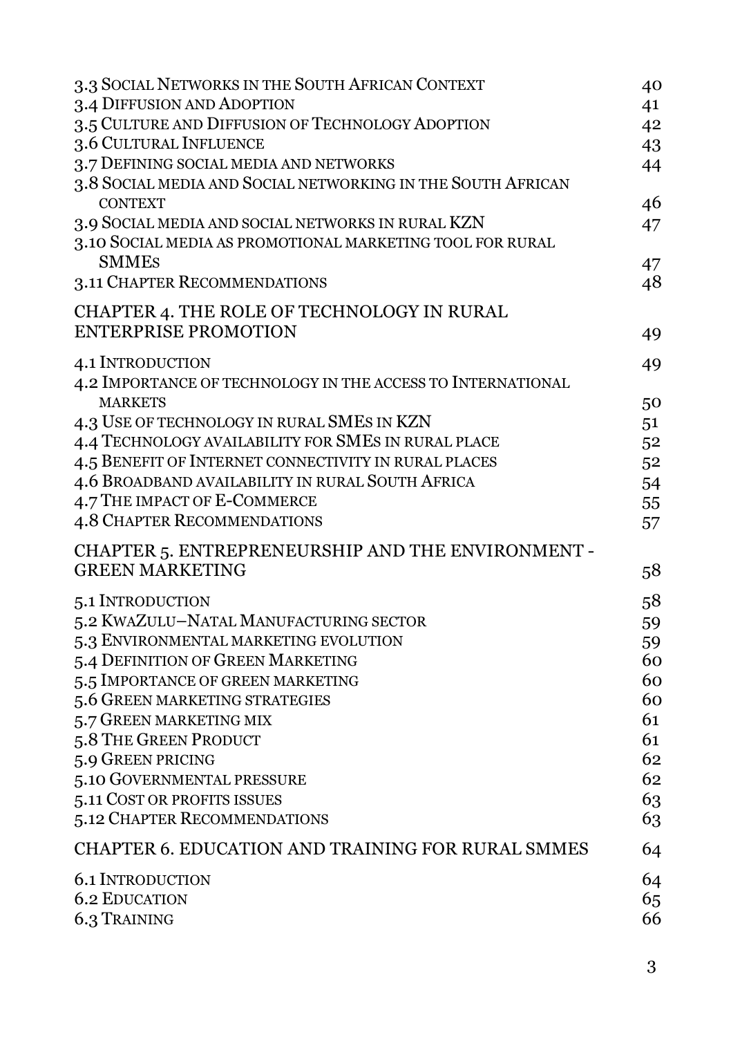3.3 Social Networks in the South African Context 40
3.4 Diffusion and Adoption 41
3.5 Culture and Diffusion of Technology Adoption 42
3.6 Cultural Influence 43
3.7 Defining social media and networks 44
3.8 Social media and Social networking in the South African context 46
3.9 Social media and social networks in rural KZN 47
3.10 Social media as promotional marketing tool for rural SMMEs 47
3.11 Chapter Recommendations 48

CHAPTER 4. THE ROLE OF TECHNOLOGY IN RURAL ENTERPRISE PROMOTION 49

4.1 Introduction 49
4.2 Importance of technology in the access to International markets 50
4.3 Use of technology in rural SMEs in KZN 51
4.4 Technology availability for SMEs in rural place 52
4.5 Benefit of Internet connectivity in rural places 52
4.6 Broadband availability in rural South Africa 54
4.7 The impact of E-Commerce 55
4.8 Chapter Recommendations 57

CHAPTER 5. ENTREPRENEURSHIP AND THE ENVIRONMENT - GREEN MARKETING 58

5.1 Introduction 58
5.2 KwaZulu–Natal Manufacturing sector 59
5.3 Environmental marketing evolution 59
5.4 Definition of Green Marketing 60
5.5 Importance of green marketing 60
5.6 Green marketing strategies 60
5.7 Green marketing mix 61
5.8 The Green Product 61
5.9 Green pricing 62
5.10 Governmental pressure 62
5.11 Cost or profits issues 63
5.12 Chapter Recommendations 63

CHAPTER 6. EDUCATION AND TRAINING FOR RURAL SMMES 64

6.1 Introduction 64
6.2 Education 65
6.3 Training 66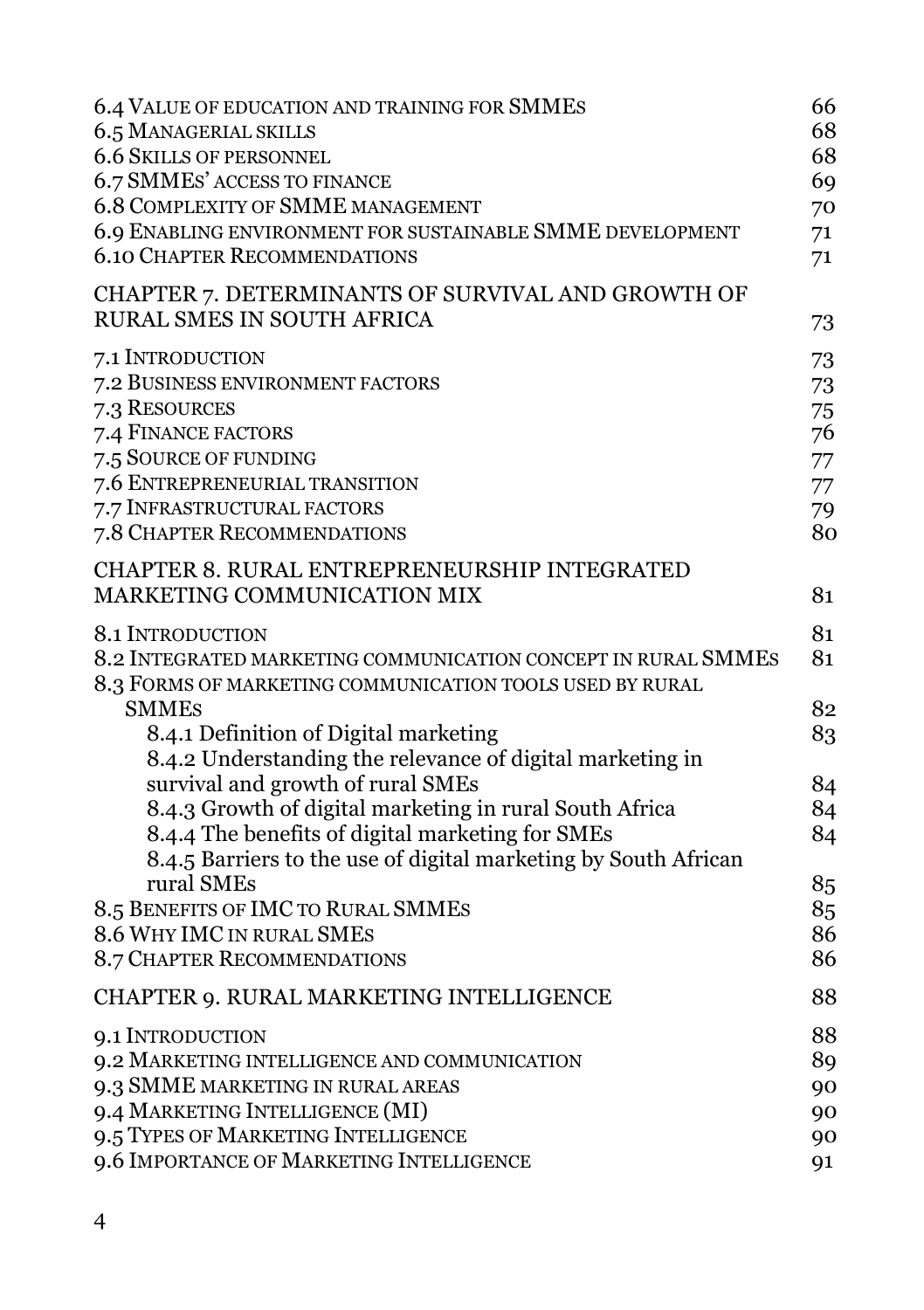6.4 Value of education and training for SMMEs 66
6.5 Managerial skills 68
6.6 Skills of personnel 68
6.7 SMMEs' access to finance 69
6.8 Complexity of SMME management 70
6.9 Enabling environment for sustainable SMME development 71
6.10 Chapter Recommendations 71

CHAPTER 7. DETERMINANTS OF SURVIVAL AND GROWTH OF RURAL SMES IN SOUTH AFRICA 73

7.1 Introduction 73
7.2 Business environment factors 73
7.3 Resources 75
7.4 Finance factors 76
7.5 Source of funding 77
7.6 Entrepreneurial transition 77
7.7 Infrastructural factors 79
7.8 Chapter Recommendations 80

CHAPTER 8. RURAL ENTREPREUNERSHIP INTEGRATED MARKETING COMMUNICATION MIX 81

8.1 Introduction 81
8.2 Integrated marketing communication concept in rural SMMEs 81
8.3 Forms of marketing communication tools used by rural SMMEs 82
- 8.4.1 Definition of Digital marketing 83
- 8.4.2 Understanding the relevance of digital marketing in survival and growth of rural SMEs 84
- 8.4.3 Growth of digital marketing in rural South Africa 84
- 8.4.4 The benefits of digital marketing for SMEs 84
- 8.4.5 Barriers to the use of digital marketing by South African rural SMEs 85

8.5 Benefits of IMC to Rural SMMEs 85
8.6 Why IMC in rural SMEs 86
8.7 Chapter Recommendations 86

CHAPTER 9. RURAL MARKETING INTELLIGENCE 88

9.1 Introduction 88
9.2 Marketing intelligence and communication 89
9.3 SMME marketing in rural areas 90
9.4 Marketing Intelligence (MI) 90
9.5 Types of Marketing Intelligence 90
9.6 Importance of Marketing Intelligence 91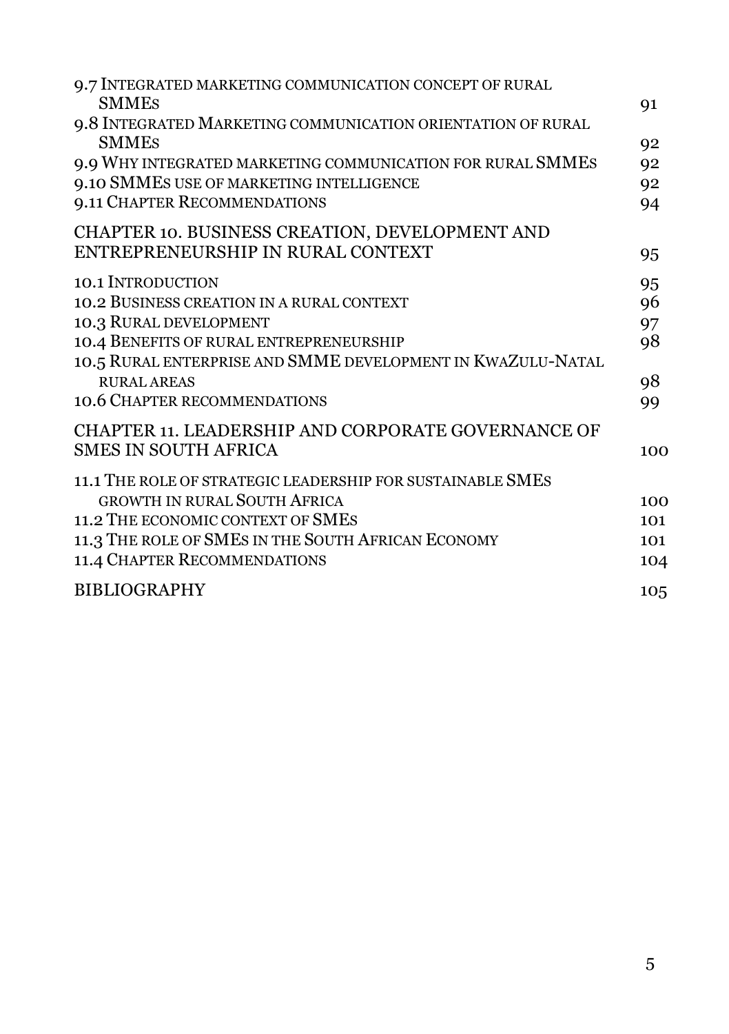9.7 Integrated marketing communication concept of rural SMMEs 91
9.8 Integrated Marketing communication orientation of rural SMMEs 92
9.9 Why integrated marketing communication for rural SMMEs 92
9.10 SMMEs use of marketing intelligence 92
9.11 Chapter Recommendations 94

CHAPTER 10. BUSINESS CREATION, DEVELOPMENT AND ENTREPRENEURSHIP IN RURAL CONTEXT 95

10.1 Introduction 95
10.2 Business creation in a rural context 96
10.3 Rural development 97
10.4 Benefits of rural entrepreneurship 98
10.5 Rural enterprise and SMME development in KwaZulu-Natal rural areas 98
10.6 Chapter recommendations 99

CHAPTER 11. LEADERSHIP AND CORPORATE GOVERNANCE OF SMES IN SOUTH AFRICA 100

11.1 The role of strategic leadership for sustainable SMEs growth in rural South Africa 100
11.2 The economic context of SMEs 101
11.3 The role of SMEs in the South African Economy 101
11.4 Chapter Recommendations 104

BIBLIOGRAPHY 105